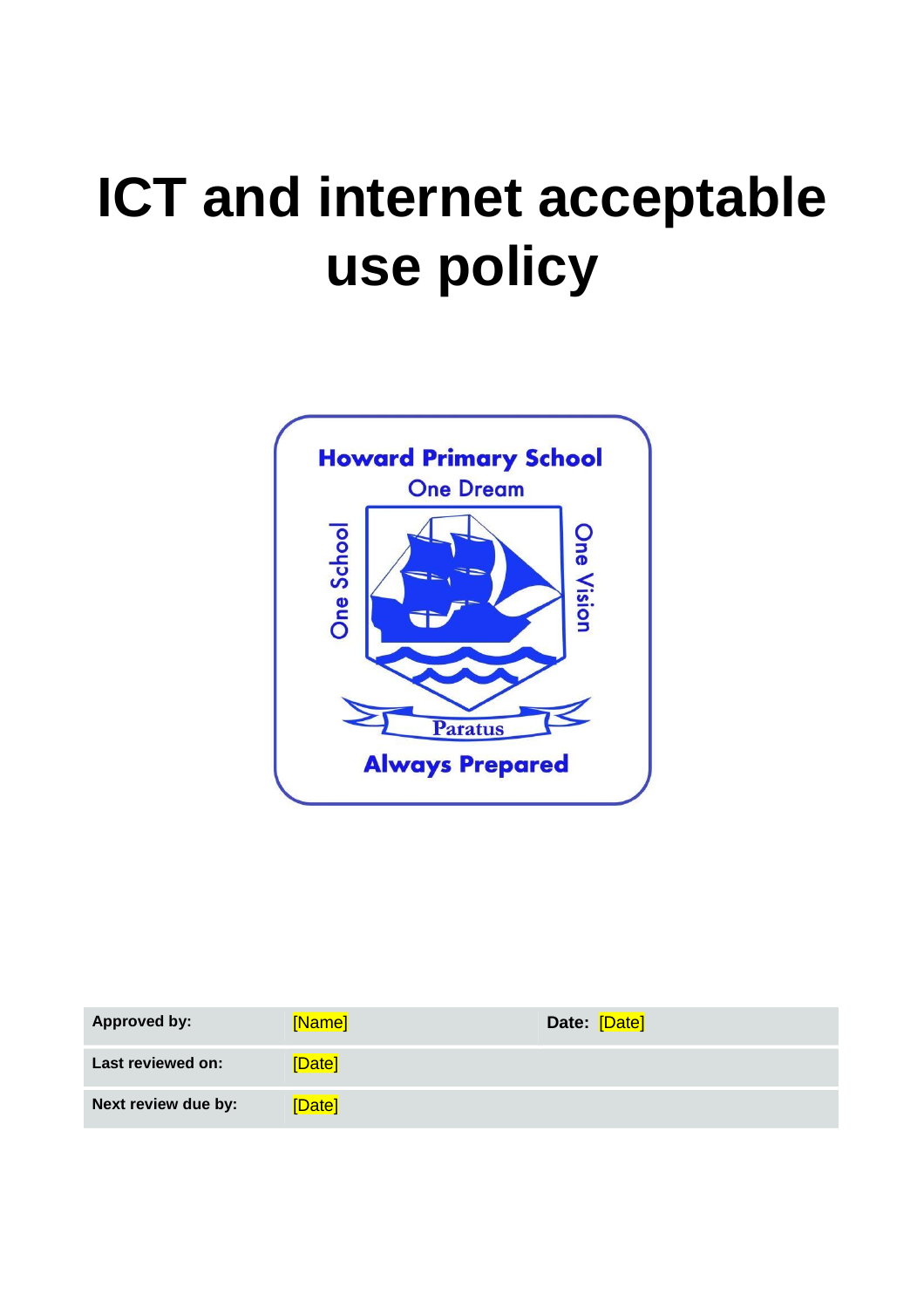# ICT and internet acceptable use policy

| Approved by: | [Name] | Date: [Date] |
|---|---|---|
| Last reviewed on: | [Date] | |
| Next review due by: | [Date] | |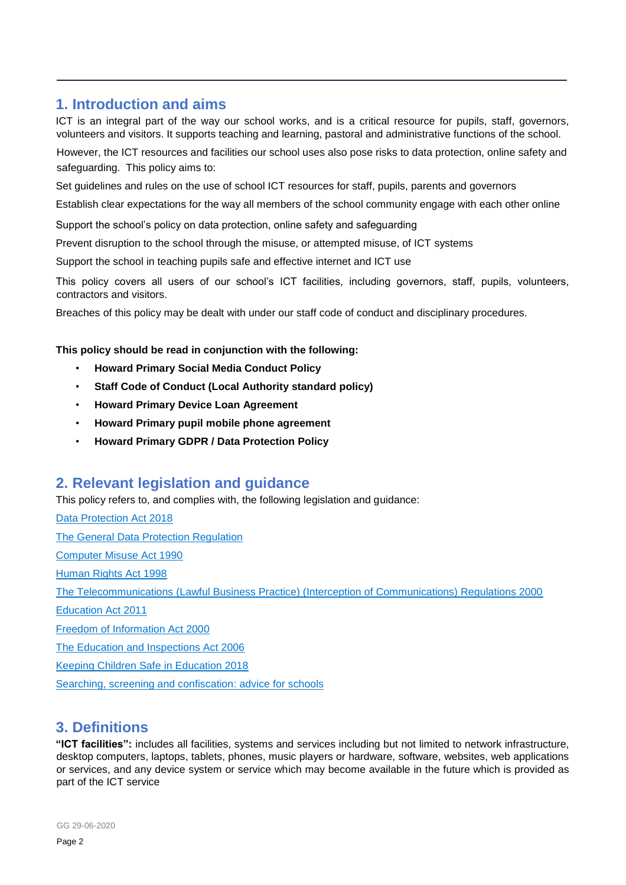## 1. Introduction and aims

ICT is an integral part of the way our school works, and is a critical resource for pupils, staff, governors, volunteers and visitors. It supports teaching and learning, pastoral and administrative functions of the school.

However, the ICT resources and facilities our school uses also pose risks to data protection, online safety and safeguarding. This policy aims to:

Set guidelines and rules on the use of school ICT resources for staff, pupils, parents and governors

Establish clear expectations for the way all members of the school community engage with each other online

Support the school's policy on data protection, online safety and safeguarding

Prevent disruption to the school through the misuse, or attempted misuse, of ICT systems

Support the school in teaching pupils safe and effective internet and ICT use

This policy covers all users of our school's ICT facilities, including governors, staff, pupils, volunteers, contractors and visitors.

Breaches of this policy may be dealt with under our staff code of conduct and disciplinary procedures.

**This policy should be read in conjunction with the following:**

- **Howard Primary Social Media Conduct Policy**
- **Staff Code of Conduct (Local Authority standard policy)**
- **Howard Primary Device Loan Agreement**
- **Howard Primary pupil mobile phone agreement**
- **Howard Primary GDPR / Data Protection Policy**

## 2. Relevant legislation and guidance

This policy refers to, and complies with, the following legislation and guidance:

Data Protection Act 2018

The General Data Protection Regulation

Computer Misuse Act 1990

Human Rights Act 1998

The Telecommunications (Lawful Business Practice) (Interception of Communications) Regulations 2000

Education Act 2011

Freedom of Information Act 2000

The Education and Inspections Act 2006

Keeping Children Safe in Education 2018

Searching, screening and confiscation: advice for schools

## 3. Definitions

**"ICT facilities":** includes all facilities, systems and services including but not limited to network infrastructure, desktop computers, laptops, tablets, phones, music players or hardware, software, websites, web applications or services, and any device system or service which may become available in the future which is provided as part of the ICT service

GG 29-06-2020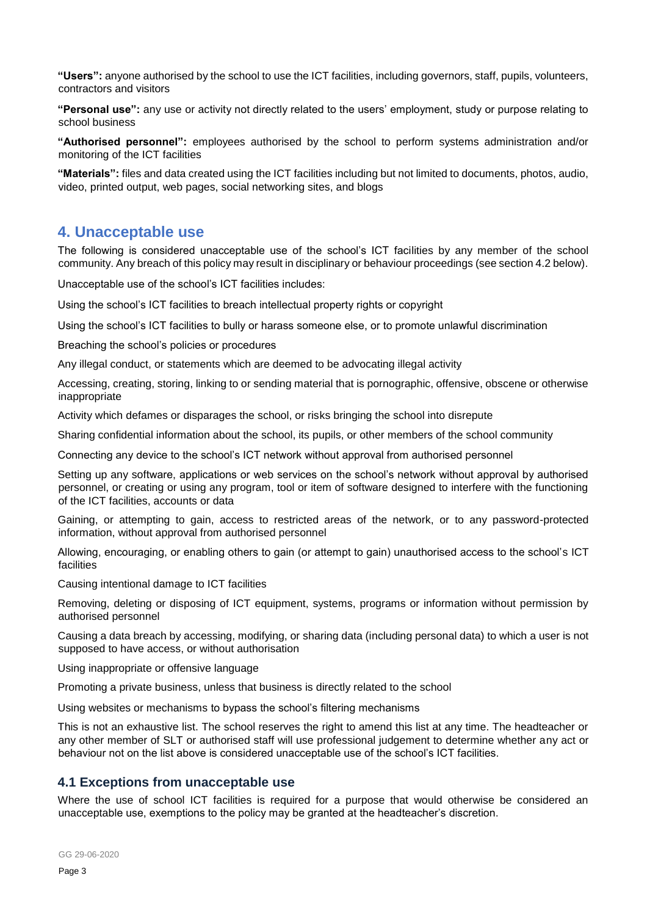**"Users":** anyone authorised by the school to use the ICT facilities, including governors, staff, pupils, volunteers, contractors and visitors

**"Personal use":** any use or activity not directly related to the users' employment, study or purpose relating to school business

**"Authorised personnel":** employees authorised by the school to perform systems administration and/or monitoring of the ICT facilities

**"Materials":** files and data created using the ICT facilities including but not limited to documents, photos, audio, video, printed output, web pages, social networking sites, and blogs

## 4. Unacceptable use

The following is considered unacceptable use of the school's ICT facilities by any member of the school community. Any breach of this policy may result in disciplinary or behaviour proceedings (see section 4.2 below).

Unacceptable use of the school's ICT facilities includes:

Using the school's ICT facilities to breach intellectual property rights or copyright

Using the school's ICT facilities to bully or harass someone else, or to promote unlawful discrimination

Breaching the school's policies or procedures

Any illegal conduct, or statements which are deemed to be advocating illegal activity

Accessing, creating, storing, linking to or sending material that is pornographic, offensive, obscene or otherwise inappropriate

Activity which defames or disparages the school, or risks bringing the school into disrepute

Sharing confidential information about the school, its pupils, or other members of the school community

Connecting any device to the school's ICT network without approval from authorised personnel

Setting up any software, applications or web services on the school's network without approval by authorised personnel, or creating or using any program, tool or item of software designed to interfere with the functioning of the ICT facilities, accounts or data

Gaining, or attempting to gain, access to restricted areas of the network, or to any password-protected information, without approval from authorised personnel

Allowing, encouraging, or enabling others to gain (or attempt to gain) unauthorised access to the school's ICT facilities

Causing intentional damage to ICT facilities

Removing, deleting or disposing of ICT equipment, systems, programs or information without permission by authorised personnel

Causing a data breach by accessing, modifying, or sharing data (including personal data) to which a user is not supposed to have access, or without authorisation

Using inappropriate or offensive language

Promoting a private business, unless that business is directly related to the school

Using websites or mechanisms to bypass the school's filtering mechanisms

This is not an exhaustive list. The school reserves the right to amend this list at any time. The headteacher or any other member of SLT or authorised staff will use professional judgement to determine whether any act or behaviour not on the list above is considered unacceptable use of the school's ICT facilities.

### 4.1 Exceptions from unacceptable use

Where the use of school ICT facilities is required for a purpose that would otherwise be considered an unacceptable use, exemptions to the policy may be granted at the headteacher's discretion.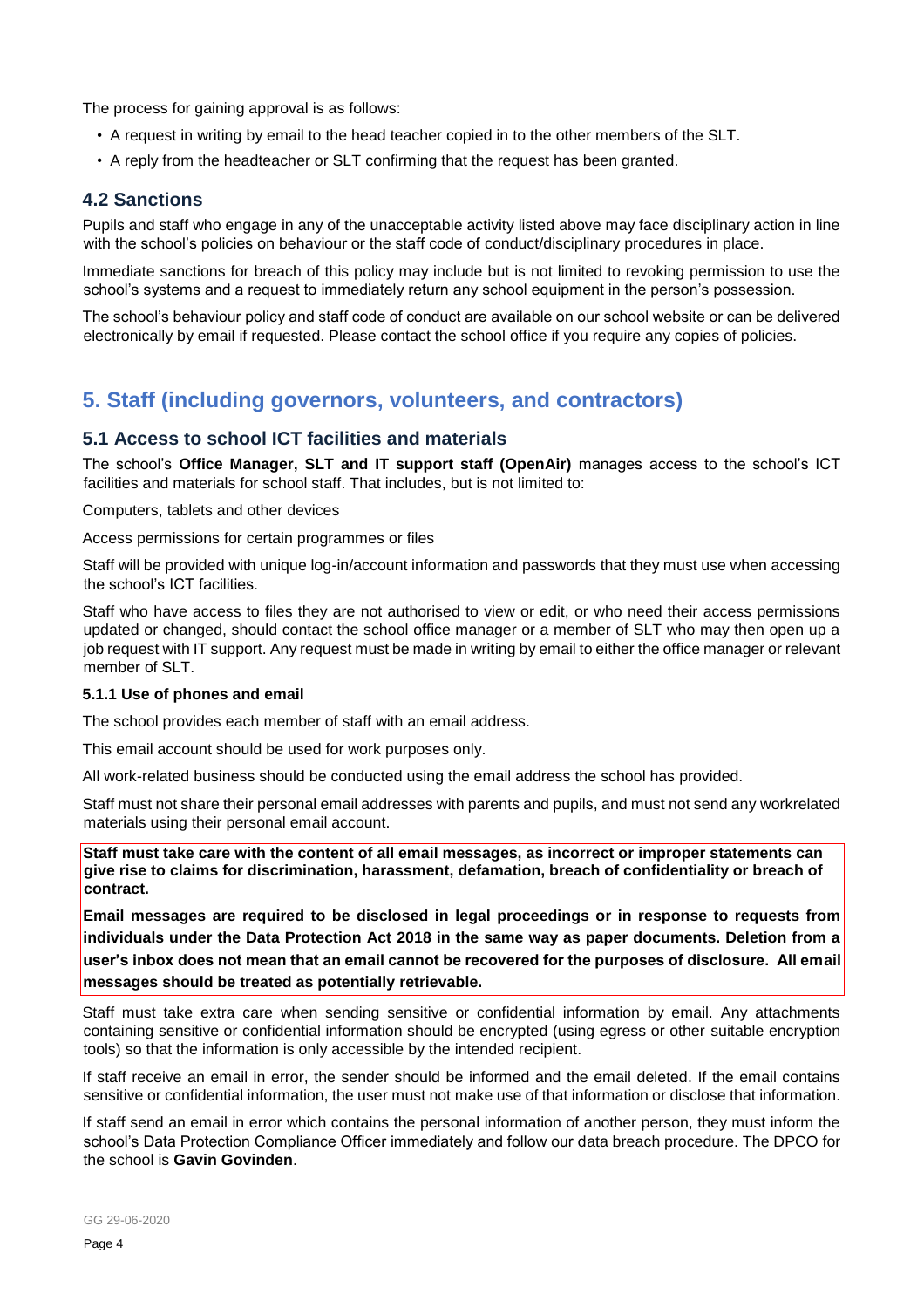The process for gaining approval is as follows:

- A request in writing by email to the head teacher copied in to the other members of the SLT.
- A reply from the headteacher or SLT confirming that the request has been granted.

### 4.2 Sanctions

Pupils and staff who engage in any of the unacceptable activity listed above may face disciplinary action in line with the school's policies on behaviour or the staff code of conduct/disciplinary procedures in place.

Immediate sanctions for breach of this policy may include but is not limited to revoking permission to use the school's systems and a request to immediately return any school equipment in the person's possession.

The school's behaviour policy and staff code of conduct are available on our school website or can be delivered electronically by email if requested. Please contact the school office if you require any copies of policies.

## 5. Staff (including governors, volunteers, and contractors)

### 5.1 Access to school ICT facilities and materials

The school's **Office Manager, SLT and IT support staff (OpenAir)** manages access to the school's ICT facilities and materials for school staff. That includes, but is not limited to:

Computers, tablets and other devices

Access permissions for certain programmes or files

Staff will be provided with unique log-in/account information and passwords that they must use when accessing the school's ICT facilities.

Staff who have access to files they are not authorised to view or edit, or who need their access permissions updated or changed, should contact the school office manager or a member of SLT who may then open up a job request with IT support. Any request must be made in writing by email to either the office manager or relevant member of SLT.

#### 5.1.1 Use of phones and email

The school provides each member of staff with an email address.

This email account should be used for work purposes only.

All work-related business should be conducted using the email address the school has provided.

Staff must not share their personal email addresses with parents and pupils, and must not send any workrelated materials using their personal email account.

**Staff must take care with the content of all email messages, as incorrect or improper statements can give rise to claims for discrimination, harassment, defamation, breach of confidentiality or breach of contract.**

**Email messages are required to be disclosed in legal proceedings or in response to requests from individuals under the Data Protection Act 2018 in the same way as paper documents. Deletion from a user's inbox does not mean that an email cannot be recovered for the purposes of disclosure. All email messages should be treated as potentially retrievable.**

Staff must take extra care when sending sensitive or confidential information by email. Any attachments containing sensitive or confidential information should be encrypted (using egress or other suitable encryption tools) so that the information is only accessible by the intended recipient.

If staff receive an email in error, the sender should be informed and the email deleted. If the email contains sensitive or confidential information, the user must not make use of that information or disclose that information.

If staff send an email in error which contains the personal information of another person, they must inform the school's Data Protection Compliance Officer immediately and follow our data breach procedure. The DPCO for the school is **Gavin Govinden**.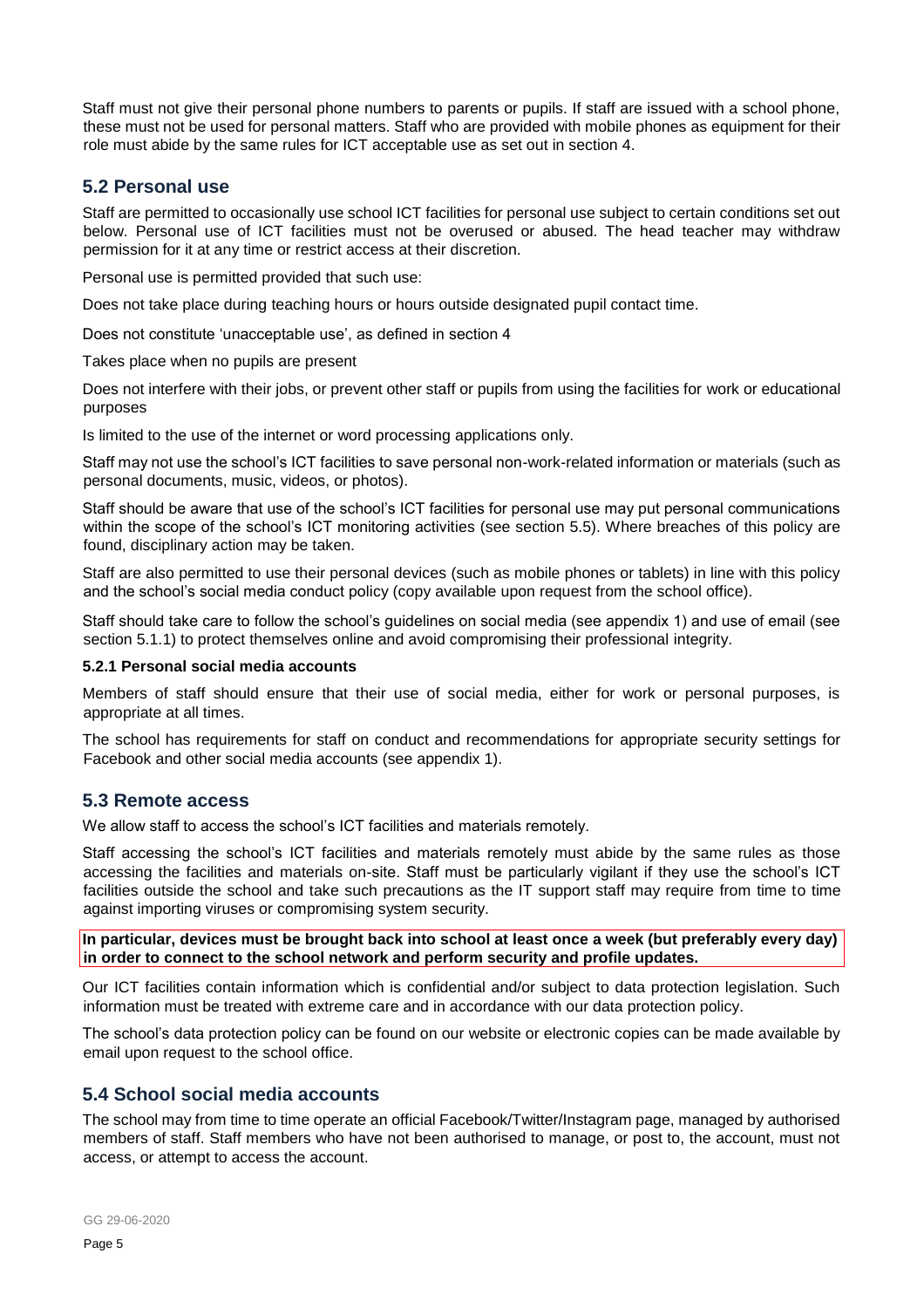Staff must not give their personal phone numbers to parents or pupils. If staff are issued with a school phone, these must not be used for personal matters. Staff who are provided with mobile phones as equipment for their role must abide by the same rules for ICT acceptable use as set out in section 4.

## 5.2 Personal use

Staff are permitted to occasionally use school ICT facilities for personal use subject to certain conditions set out below. Personal use of ICT facilities must not be overused or abused. The head teacher may withdraw permission for it at any time or restrict access at their discretion.

Personal use is permitted provided that such use:

Does not take place during teaching hours or hours outside designated pupil contact time.

Does not constitute 'unacceptable use', as defined in section 4

Takes place when no pupils are present

Does not interfere with their jobs, or prevent other staff or pupils from using the facilities for work or educational purposes

Is limited to the use of the internet or word processing applications only.

Staff may not use the school's ICT facilities to save personal non-work-related information or materials (such as personal documents, music, videos, or photos).

Staff should be aware that use of the school's ICT facilities for personal use may put personal communications within the scope of the school's ICT monitoring activities (see section 5.5). Where breaches of this policy are found, disciplinary action may be taken.

Staff are also permitted to use their personal devices (such as mobile phones or tablets) in line with this policy and the school's social media conduct policy (copy available upon request from the school office).

Staff should take care to follow the school's guidelines on social media (see appendix 1) and use of email (see section 5.1.1) to protect themselves online and avoid compromising their professional integrity.

### 5.2.1 Personal social media accounts

Members of staff should ensure that their use of social media, either for work or personal purposes, is appropriate at all times.

The school has requirements for staff on conduct and recommendations for appropriate security settings for Facebook and other social media accounts (see appendix 1).

## 5.3 Remote access

We allow staff to access the school's ICT facilities and materials remotely.

Staff accessing the school's ICT facilities and materials remotely must abide by the same rules as those accessing the facilities and materials on-site. Staff must be particularly vigilant if they use the school's ICT facilities outside the school and take such precautions as the IT support staff may require from time to time against importing viruses or compromising system security.

**In particular, devices must be brought back into school at least once a week (but preferably every day) in order to connect to the school network and perform security and profile updates.**

Our ICT facilities contain information which is confidential and/or subject to data protection legislation. Such information must be treated with extreme care and in accordance with our data protection policy.

The school's data protection policy can be found on our website or electronic copies can be made available by email upon request to the school office.

## 5.4 School social media accounts

The school may from time to time operate an official Facebook/Twitter/Instagram page, managed by authorised members of staff. Staff members who have not been authorised to manage, or post to, the account, must not access, or attempt to access the account.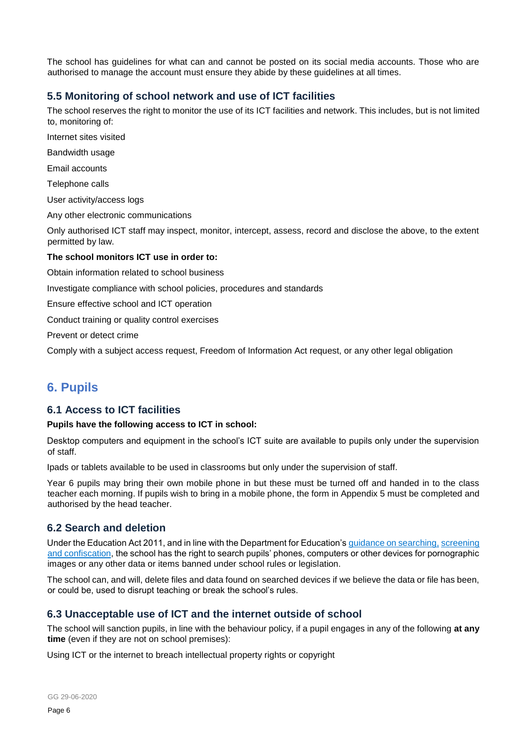The school has guidelines for what can and cannot be posted on its social media accounts. Those who are authorised to manage the account must ensure they abide by these guidelines at all times.

### 5.5 Monitoring of school network and use of ICT facilities

The school reserves the right to monitor the use of its ICT facilities and network. This includes, but is not limited to, monitoring of:

Internet sites visited

Bandwidth usage

Email accounts

Telephone calls

User activity/access logs

Any other electronic communications

Only authorised ICT staff may inspect, monitor, intercept, assess, record and disclose the above, to the extent permitted by law.

**The school monitors ICT use in order to:**

Obtain information related to school business

Investigate compliance with school policies, procedures and standards

Ensure effective school and ICT operation

Conduct training or quality control exercises

Prevent or detect crime

Comply with a subject access request, Freedom of Information Act request, or any other legal obligation

## 6. Pupils

### 6.1 Access to ICT facilities

**Pupils have the following access to ICT in school:**

Desktop computers and equipment in the school's ICT suite are available to pupils only under the supervision of staff.

Ipads or tablets available to be used in classrooms but only under the supervision of staff.

Year 6 pupils may bring their own mobile phone in but these must be turned off and handed in to the class teacher each morning. If pupils wish to bring in a mobile phone, the form in Appendix 5 must be completed and authorised by the head teacher.

### 6.2 Search and deletion

Under the Education Act 2011, and in line with the Department for Education's guidance on searching, screening and confiscation, the school has the right to search pupils' phones, computers or other devices for pornographic images or any other data or items banned under school rules or legislation.

The school can, and will, delete files and data found on searched devices if we believe the data or file has been, or could be, used to disrupt teaching or break the school's rules.

### 6.3 Unacceptable use of ICT and the internet outside of school

The school will sanction pupils, in line with the behaviour policy, if a pupil engages in any of the following **at any time** (even if they are not on school premises):

Using ICT or the internet to breach intellectual property rights or copyright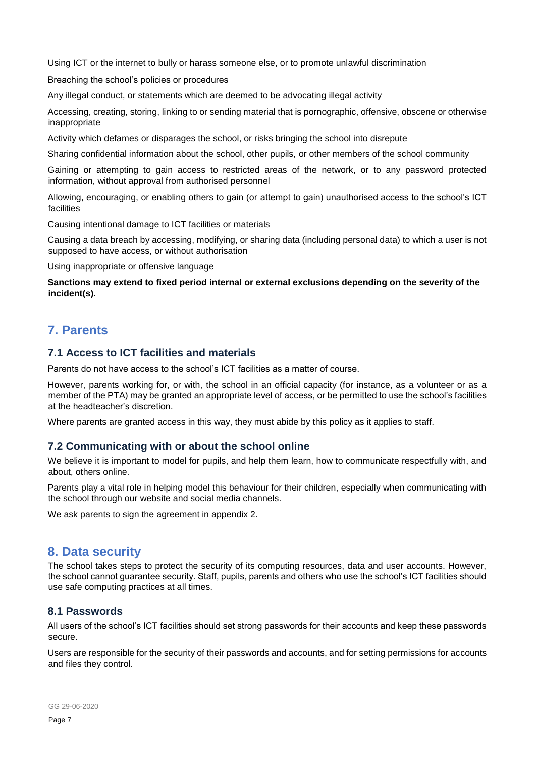Using ICT or the internet to bully or harass someone else, or to promote unlawful discrimination

Breaching the school's policies or procedures

Any illegal conduct, or statements which are deemed to be advocating illegal activity

Accessing, creating, storing, linking to or sending material that is pornographic, offensive, obscene or otherwise inappropriate

Activity which defames or disparages the school, or risks bringing the school into disrepute

Sharing confidential information about the school, other pupils, or other members of the school community

Gaining or attempting to gain access to restricted areas of the network, or to any password protected information, without approval from authorised personnel

Allowing, encouraging, or enabling others to gain (or attempt to gain) unauthorised access to the school's ICT facilities

Causing intentional damage to ICT facilities or materials

Causing a data breach by accessing, modifying, or sharing data (including personal data) to which a user is not supposed to have access, or without authorisation

Using inappropriate or offensive language

**Sanctions may extend to fixed period internal or external exclusions depending on the severity of the incident(s).**

## 7. Parents

### 7.1 Access to ICT facilities and materials

Parents do not have access to the school's ICT facilities as a matter of course.

However, parents working for, or with, the school in an official capacity (for instance, as a volunteer or as a member of the PTA) may be granted an appropriate level of access, or be permitted to use the school's facilities at the headteacher's discretion.

Where parents are granted access in this way, they must abide by this policy as it applies to staff.

### 7.2 Communicating with or about the school online

We believe it is important to model for pupils, and help them learn, how to communicate respectfully with, and about, others online.

Parents play a vital role in helping model this behaviour for their children, especially when communicating with the school through our website and social media channels.

We ask parents to sign the agreement in appendix 2.

## 8. Data security

The school takes steps to protect the security of its computing resources, data and user accounts. However, the school cannot guarantee security. Staff, pupils, parents and others who use the school's ICT facilities should use safe computing practices at all times.

### 8.1 Passwords

All users of the school's ICT facilities should set strong passwords for their accounts and keep these passwords secure.

Users are responsible for the security of their passwords and accounts, and for setting permissions for accounts and files they control.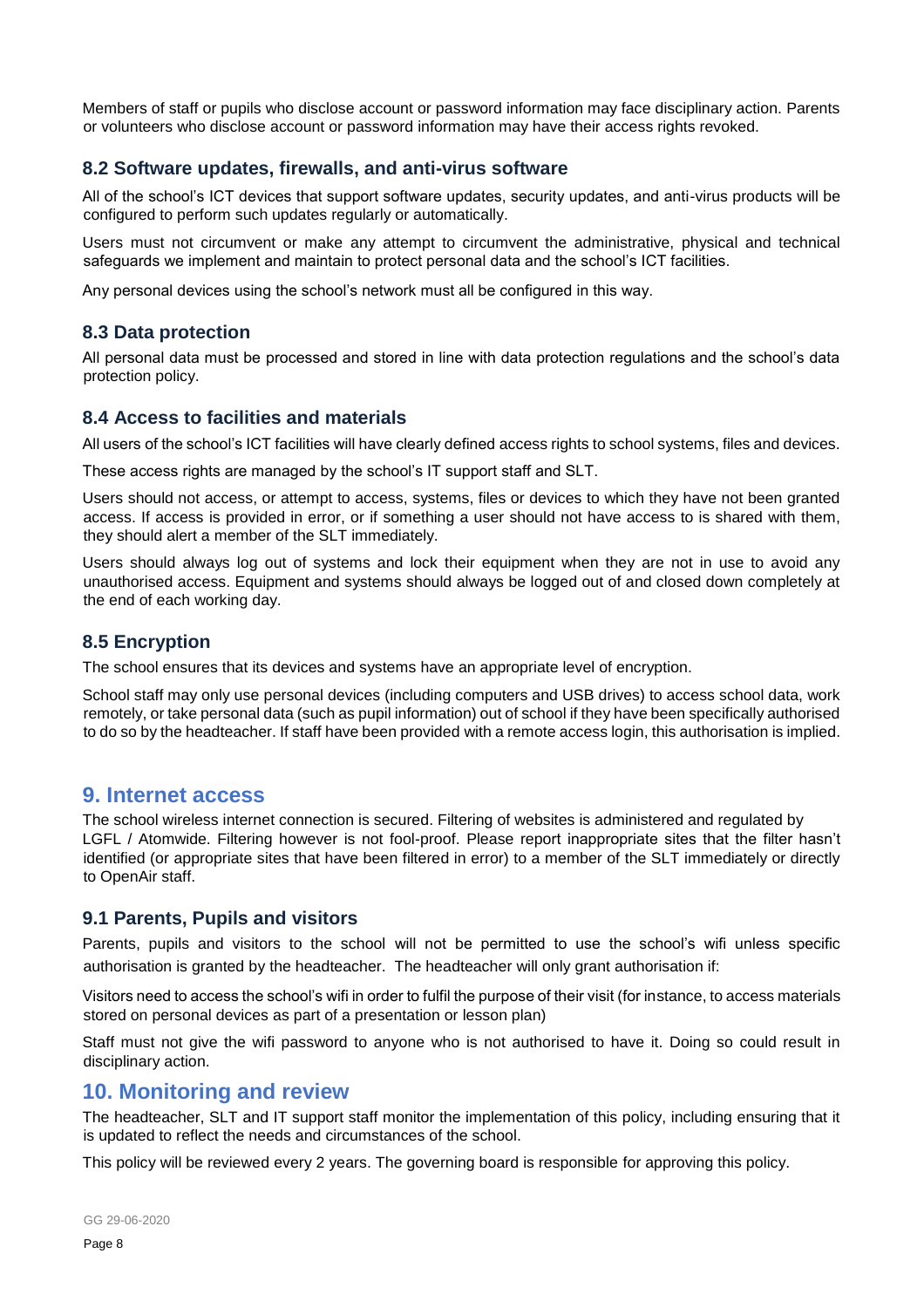Members of staff or pupils who disclose account or password information may face disciplinary action. Parents or volunteers who disclose account or password information may have their access rights revoked.

### 8.2 Software updates, firewalls, and anti-virus software

All of the school's ICT devices that support software updates, security updates, and anti-virus products will be configured to perform such updates regularly or automatically.

Users must not circumvent or make any attempt to circumvent the administrative, physical and technical safeguards we implement and maintain to protect personal data and the school's ICT facilities.

Any personal devices using the school's network must all be configured in this way.

### 8.3 Data protection

All personal data must be processed and stored in line with data protection regulations and the school's data protection policy.

### 8.4 Access to facilities and materials

All users of the school's ICT facilities will have clearly defined access rights to school systems, files and devices.

These access rights are managed by the school's IT support staff and SLT.

Users should not access, or attempt to access, systems, files or devices to which they have not been granted access. If access is provided in error, or if something a user should not have access to is shared with them, they should alert a member of the SLT immediately.

Users should always log out of systems and lock their equipment when they are not in use to avoid any unauthorised access. Equipment and systems should always be logged out of and closed down completely at the end of each working day.

### 8.5 Encryption

The school ensures that its devices and systems have an appropriate level of encryption.

School staff may only use personal devices (including computers and USB drives) to access school data, work remotely, or take personal data (such as pupil information) out of school if they have been specifically authorised to do so by the headteacher. If staff have been provided with a remote access login, this authorisation is implied.

## 9. Internet access

The school wireless internet connection is secured. Filtering of websites is administered and regulated by LGFL / Atomwide. Filtering however is not fool-proof. Please report inappropriate sites that the filter hasn't identified (or appropriate sites that have been filtered in error) to a member of the SLT immediately or directly to OpenAir staff.

### 9.1 Parents, Pupils and visitors

Parents, pupils and visitors to the school will not be permitted to use the school's wifi unless specific authorisation is granted by the headteacher. The headteacher will only grant authorisation if:

Visitors need to access the school's wifi in order to fulfil the purpose of their visit (for instance, to access materials stored on personal devices as part of a presentation or lesson plan)

Staff must not give the wifi password to anyone who is not authorised to have it. Doing so could result in disciplinary action.

## 10. Monitoring and review

The headteacher, SLT and IT support staff monitor the implementation of this policy, including ensuring that it is updated to reflect the needs and circumstances of the school.

This policy will be reviewed every 2 years. The governing board is responsible for approving this policy.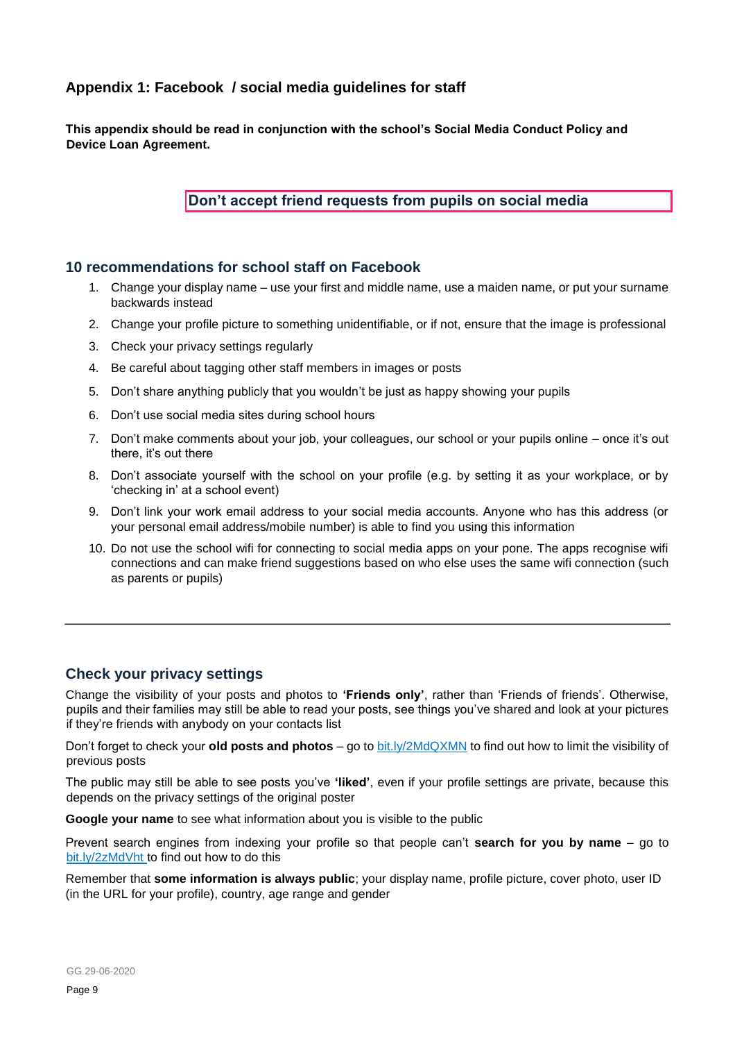## Appendix 1: Facebook / social media guidelines for staff

**This appendix should be read in conjunction with the school's Social Media Conduct Policy and Device Loan Agreement.**

**Don't accept friend requests from pupils on social media**

### 10 recommendations for school staff on Facebook

1. Change your display name – use your first and middle name, use a maiden name, or put your surname backwards instead
2. Change your profile picture to something unidentifiable, or if not, ensure that the image is professional
3. Check your privacy settings regularly
4. Be careful about tagging other staff members in images or posts
5. Don't share anything publicly that you wouldn't be just as happy showing your pupils
6. Don't use social media sites during school hours
7. Don't make comments about your job, your colleagues, our school or your pupils online – once it's out there, it's out there
8. Don't associate yourself with the school on your profile (e.g. by setting it as your workplace, or by 'checking in' at a school event)
9. Don't link your work email address to your social media accounts. Anyone who has this address (or your personal email address/mobile number) is able to find you using this information
10. Do not use the school wifi for connecting to social media apps on your pone. The apps recognise wifi connections and can make friend suggestions based on who else uses the same wifi connection (such as parents or pupils)

---

### Check your privacy settings

Change the visibility of your posts and photos to **'Friends only'**, rather than 'Friends of friends'. Otherwise, pupils and their families may still be able to read your posts, see things you've shared and look at your pictures if they're friends with anybody on your contacts list

Don't forget to check your **old posts and photos** – go to bit.ly/2MdQXMN to find out how to limit the visibility of previous posts

The public may still be able to see posts you've **'liked'**, even if your profile settings are private, because this depends on the privacy settings of the original poster

**Google your name** to see what information about you is visible to the public

Prevent search engines from indexing your profile so that people can't **search for you by name** – go to bit.ly/2zMdVht to find out how to do this

Remember that **some information is always public**; your display name, profile picture, cover photo, user ID (in the URL for your profile), country, age range and gender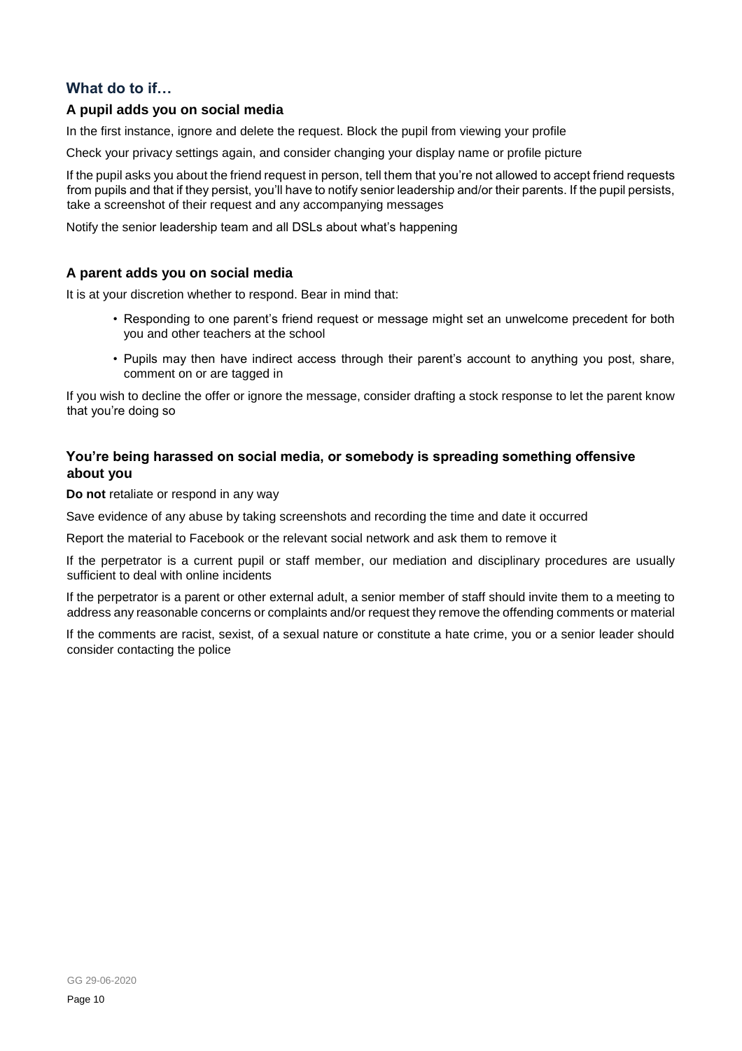## What do to if…

### A pupil adds you on social media

In the first instance, ignore and delete the request. Block the pupil from viewing your profile

Check your privacy settings again, and consider changing your display name or profile picture

If the pupil asks you about the friend request in person, tell them that you're not allowed to accept friend requests from pupils and that if they persist, you'll have to notify senior leadership and/or their parents. If the pupil persists, take a screenshot of their request and any accompanying messages

Notify the senior leadership team and all DSLs about what's happening

### A parent adds you on social media

It is at your discretion whether to respond. Bear in mind that:

- Responding to one parent's friend request or message might set an unwelcome precedent for both you and other teachers at the school
- Pupils may then have indirect access through their parent's account to anything you post, share, comment on or are tagged in

If you wish to decline the offer or ignore the message, consider drafting a stock response to let the parent know that you're doing so

### You're being harassed on social media, or somebody is spreading something offensive about you

**Do not** retaliate or respond in any way

Save evidence of any abuse by taking screenshots and recording the time and date it occurred

Report the material to Facebook or the relevant social network and ask them to remove it

If the perpetrator is a current pupil or staff member, our mediation and disciplinary procedures are usually sufficient to deal with online incidents

If the perpetrator is a parent or other external adult, a senior member of staff should invite them to a meeting to address any reasonable concerns or complaints and/or request they remove the offending comments or material

If the comments are racist, sexist, of a sexual nature or constitute a hate crime, you or a senior leader should consider contacting the police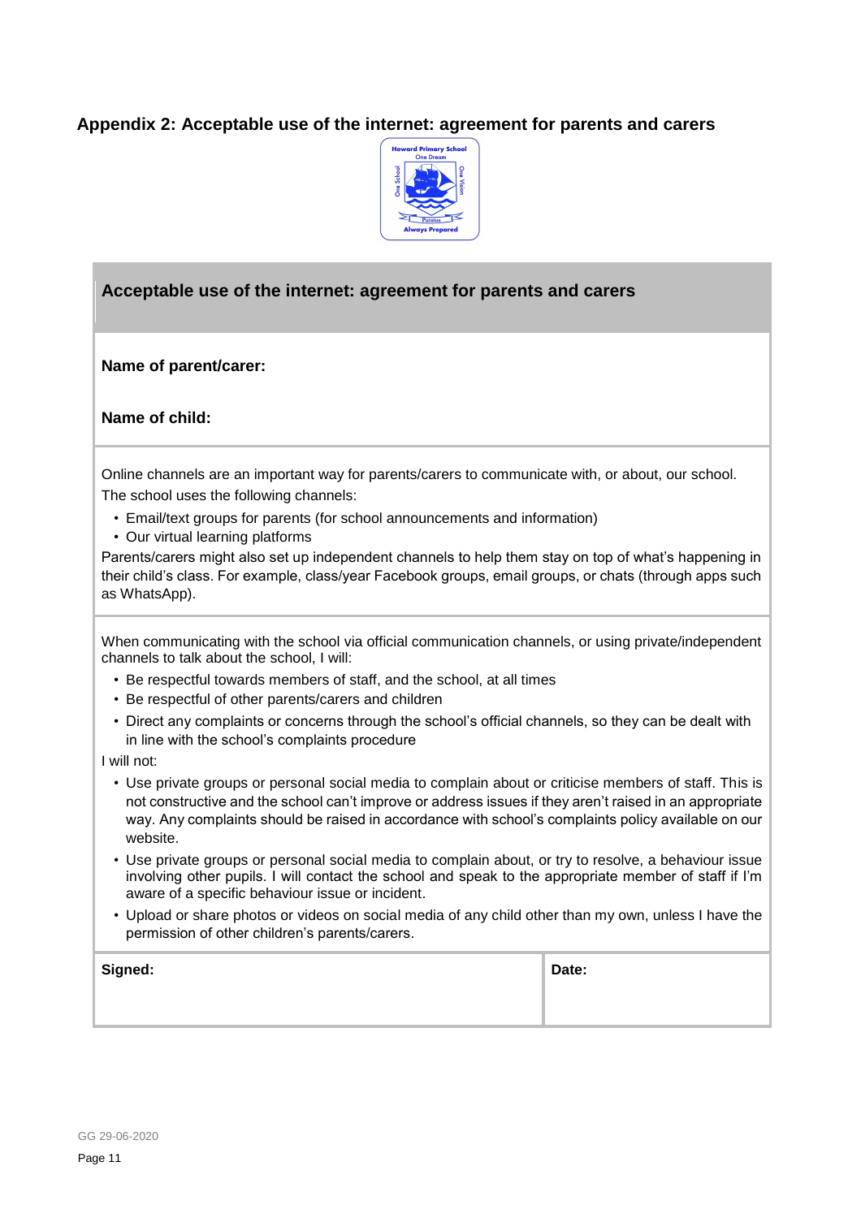## Appendix 2: Acceptable use of the internet: agreement for parents and carers

### Acceptable use of the internet: agreement for parents and carers

**Name of parent/carer:**

**Name of child:**

Online channels are an important way for parents/carers to communicate with, or about, our school. The school uses the following channels:

- Email/text groups for parents (for school announcements and information)
- Our virtual learning platforms

Parents/carers might also set up independent channels to help them stay on top of what's happening in their child's class. For example, class/year Facebook groups, email groups, or chats (through apps such as WhatsApp).

When communicating with the school via official communication channels, or using private/independent channels to talk about the school, I will:

- Be respectful towards members of staff, and the school, at all times
- Be respectful of other parents/carers and children
- Direct any complaints or concerns through the school's official channels, so they can be dealt with in line with the school's complaints procedure

I will not:

- Use private groups or personal social media to complain about or criticise members of staff. This is not constructive and the school can't improve or address issues if they aren't raised in an appropriate way. Any complaints should be raised in accordance with school's complaints policy available on our website.
- Use private groups or personal social media to complain about, or try to resolve, a behaviour issue involving other pupils. I will contact the school and speak to the appropriate member of staff if I'm aware of a specific behaviour issue or incident.
- Upload or share photos or videos on social media of any child other than my own, unless I have the permission of other children's parents/carers.

| **Signed:** | **Date:** |
|---|---|
| | |

GG 29-06-2020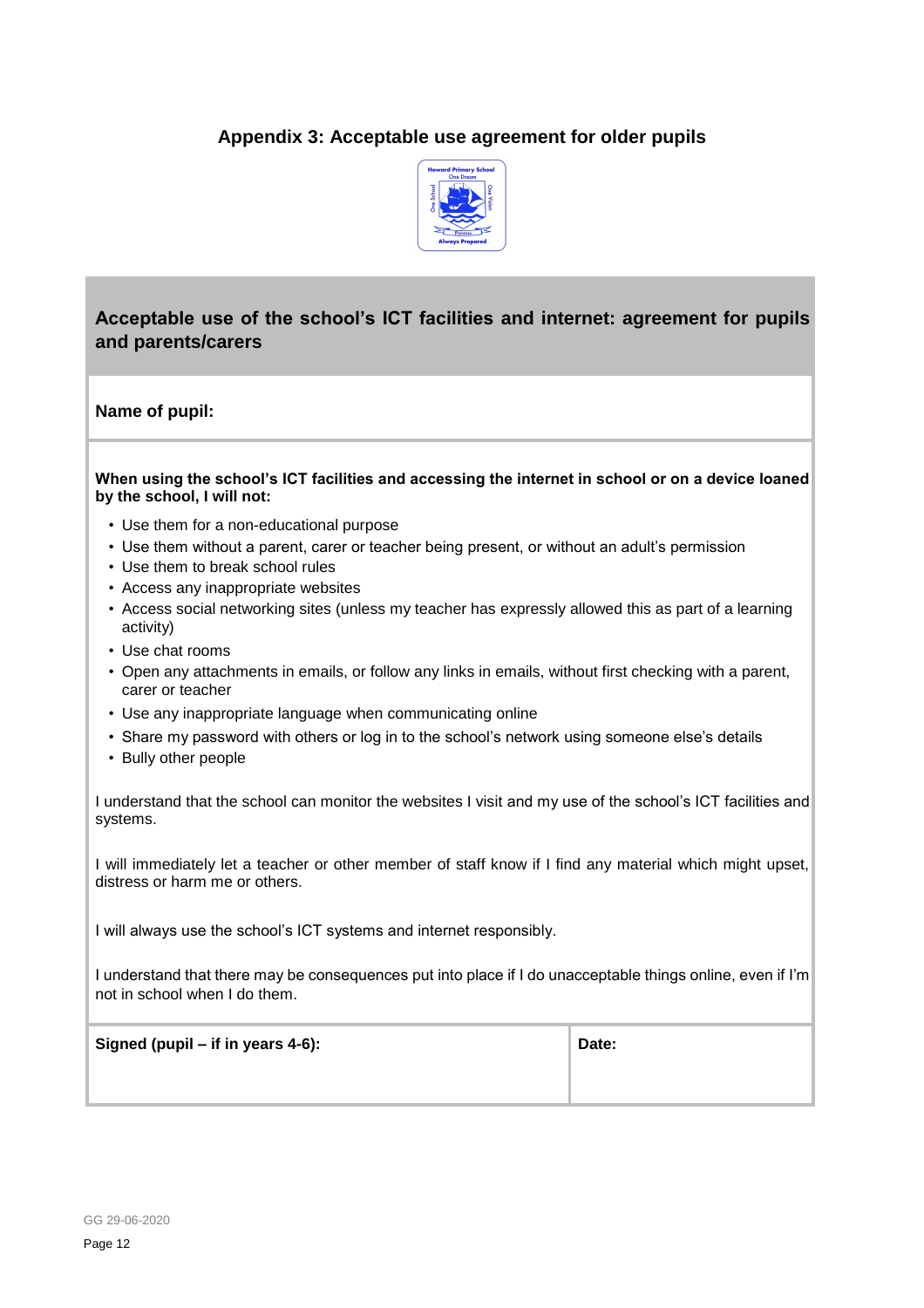## Appendix 3: Acceptable use agreement for older pupils

### Acceptable use of the school's ICT facilities and internet: agreement for pupils and parents/carers

**Name of pupil:**

**When using the school's ICT facilities and accessing the internet in school or on a device loaned by the school, I will not:**

- Use them for a non-educational purpose
- Use them without a parent, carer or teacher being present, or without an adult's permission
- Use them to break school rules
- Access any inappropriate websites
- Access social networking sites (unless my teacher has expressly allowed this as part of a learning activity)
- Use chat rooms
- Open any attachments in emails, or follow any links in emails, without first checking with a parent, carer or teacher
- Use any inappropriate language when communicating online
- Share my password with others or log in to the school's network using someone else's details
- Bully other people

I understand that the school can monitor the websites I visit and my use of the school's ICT facilities and systems.

I will immediately let a teacher or other member of staff know if I find any material which might upset, distress or harm me or others.

I will always use the school's ICT systems and internet responsibly.

I understand that there may be consequences put into place if I do unacceptable things online, even if I'm not in school when I do them.

| Signed (pupil – if in years 4-6): | Date: |
|---|---|
| | |

GG 29-06-2020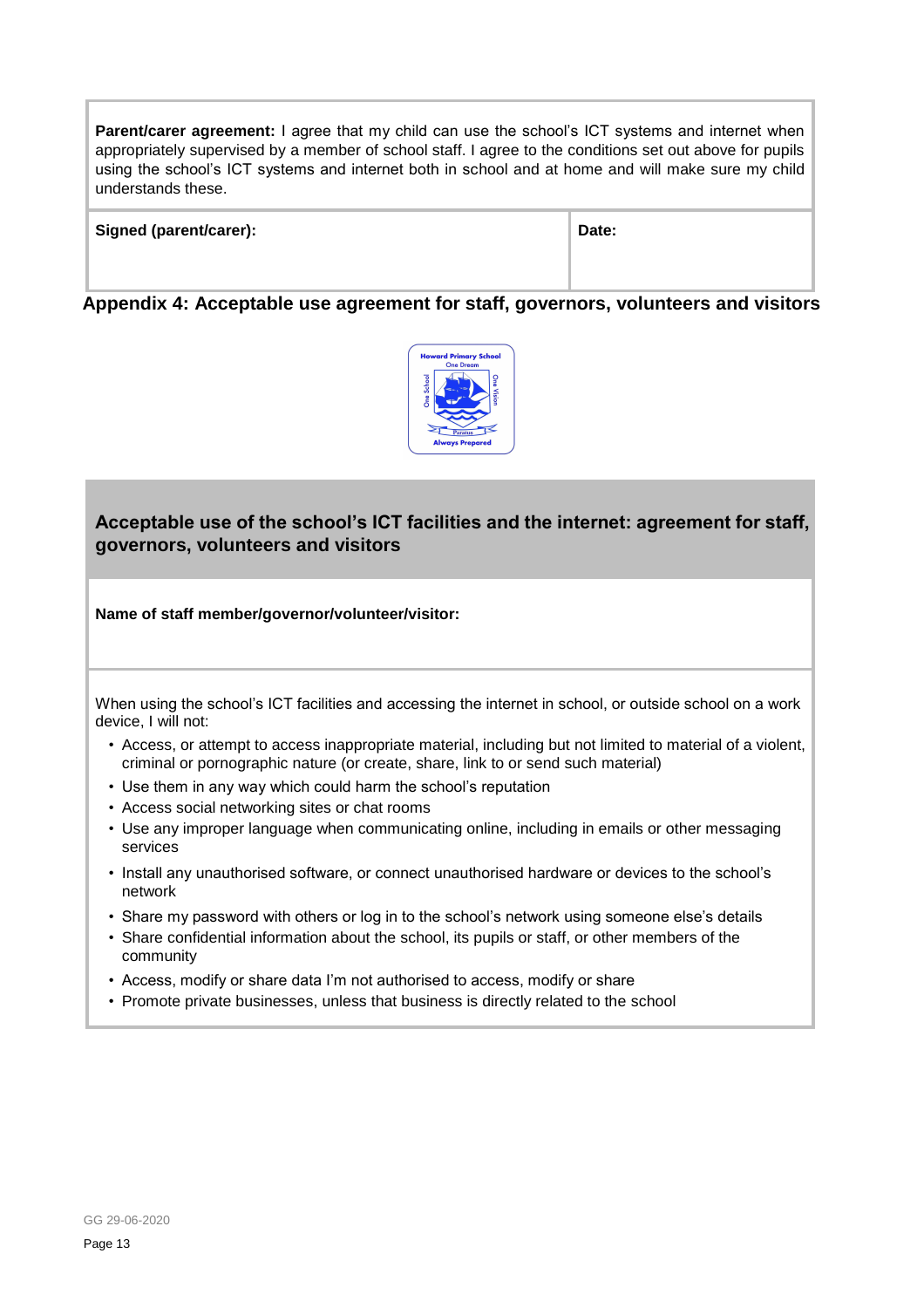**Parent/carer agreement:** I agree that my child can use the school's ICT systems and internet when appropriately supervised by a member of school staff. I agree to the conditions set out above for pupils using the school's ICT systems and internet both in school and at home and will make sure my child understands these.

| Signed (parent/carer): | Date: |
| --- | --- |
| | |

## Appendix 4: Acceptable use agreement for staff, governors, volunteers and visitors

### Acceptable use of the school's ICT facilities and the internet: agreement for staff, governors, volunteers and visitors

**Name of staff member/governor/volunteer/visitor:**

When using the school's ICT facilities and accessing the internet in school, or outside school on a work device, I will not:

- Access, or attempt to access inappropriate material, including but not limited to material of a violent, criminal or pornographic nature (or create, share, link to or send such material)
- Use them in any way which could harm the school's reputation
- Access social networking sites or chat rooms
- Use any improper language when communicating online, including in emails or other messaging services
- Install any unauthorised software, or connect unauthorised hardware or devices to the school's network
- Share my password with others or log in to the school's network using someone else's details
- Share confidential information about the school, its pupils or staff, or other members of the community
- Access, modify or share data I'm not authorised to access, modify or share
- Promote private businesses, unless that business is directly related to the school

GG 29-06-2020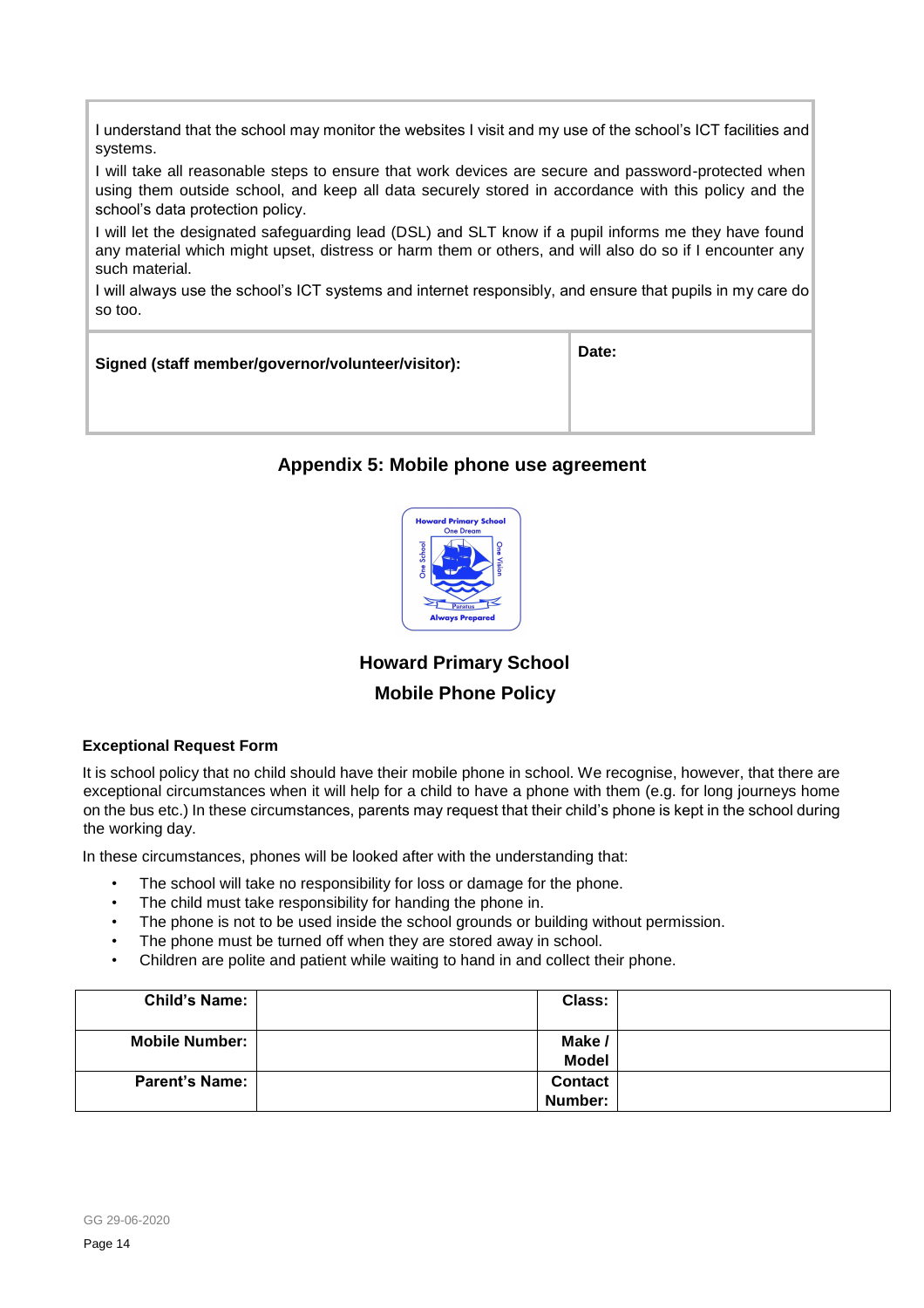| |
|---|
| I understand that the school may monitor the websites I visit and my use of the school's ICT facilities and systems. I will take all reasonable steps to ensure that work devices are secure and password-protected when using them outside school, and keep all data securely stored in accordance with this policy and the school's data protection policy. I will let the designated safeguarding lead (DSL) and SLT know if a pupil informs me they have found any material which might upset, distress or harm them or others, and will also do so if I encounter any such material. I will always use the school's ICT systems and internet responsibly, and ensure that pupils in my care do so too. |

| Signed (staff member/governor/volunteer/visitor): | Date: |
|---|---|
| | |

## Appendix 5: Mobile phone use agreement

## Howard Primary School

## Mobile Phone Policy

### Exceptional Request Form

It is school policy that no child should have their mobile phone in school. We recognise, however, that there are exceptional circumstances when it will help for a child to have a phone with them (e.g. for long journeys home on the bus etc.) In these circumstances, parents may request that their child's phone is kept in the school during the working day.

In these circumstances, phones will be looked after with the understanding that:

- The school will take no responsibility for loss or damage for the phone.
- The child must take responsibility for handing the phone in.
- The phone is not to be used inside the school grounds or building without permission.
- The phone must be turned off when they are stored away in school.
- Children are polite and patient while waiting to hand in and collect their phone.

| Child's Name: | | Class: | |
|---|---|---|---|
| Mobile Number: | | Make / Model | |
| Parent's Name: | | Contact Number: | |

GG 29-06-2020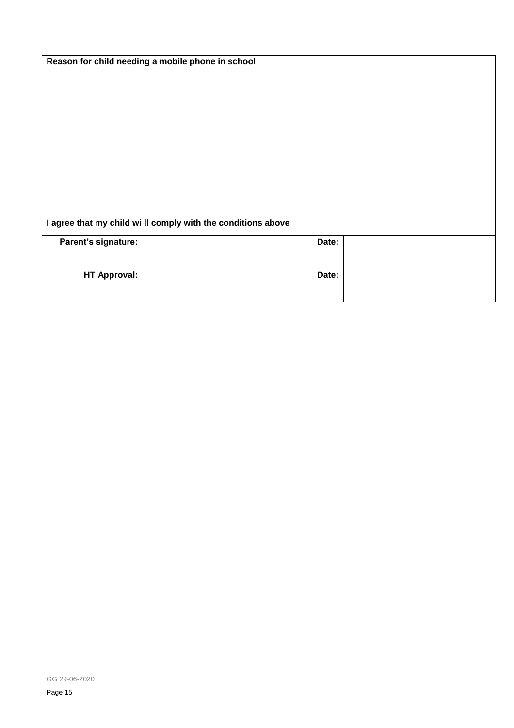| **Reason for child needing a mobile phone in school** | | | |
|---|---|---|---|
| | | | |
| **I agree that my child wi ll comply with the conditions above** | | | |
| **Parent's signature:** | | **Date:** | |
| **HT Approval:** | | **Date:** | |

GG 29-06-2020